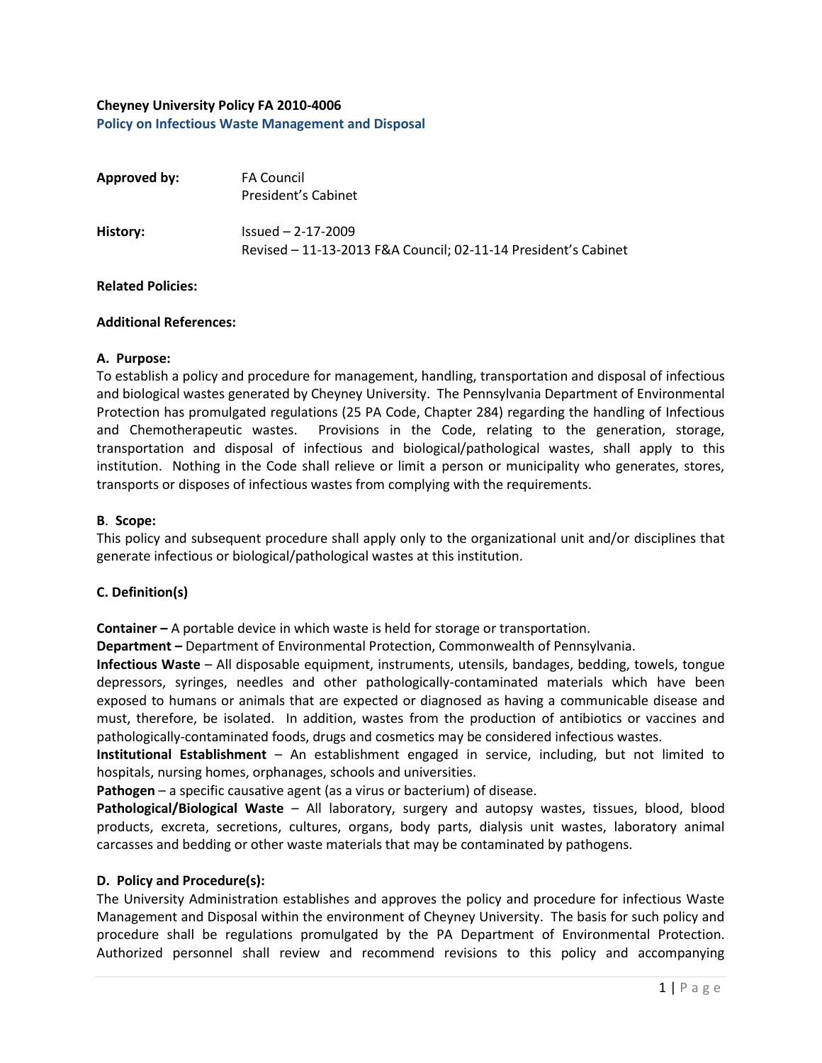**Cheyney University Policy FA 2010-4006**

## Policy on Infectious Waste Management and Disposal

**Approved by:** FA Council
President's Cabinet

**History:** Issued – 2-17-2009
Revised – 11-13-2013 F&A Council; 02-11-14 President's Cabinet

**Related Policies:**

**Additional References:**

**A. Purpose:**

To establish a policy and procedure for management, handling, transportation and disposal of infectious and biological wastes generated by Cheyney University. The Pennsylvania Department of Environmental Protection has promulgated regulations (25 PA Code, Chapter 284) regarding the handling of Infectious and Chemotherapeutic wastes. Provisions in the Code, relating to the generation, storage, transportation and disposal of infectious and biological/pathological wastes, shall apply to this institution. Nothing in the Code shall relieve or limit a person or municipality who generates, stores, transports or disposes of infectious wastes from complying with the requirements.

**B. Scope:**

This policy and subsequent procedure shall apply only to the organizational unit and/or disciplines that generate infectious or biological/pathological wastes at this institution.

**C. Definition(s)**

**Container –** A portable device in which waste is held for storage or transportation.

**Department –** Department of Environmental Protection, Commonwealth of Pennsylvania.

**Infectious Waste** – All disposable equipment, instruments, utensils, bandages, bedding, towels, tongue depressors, syringes, needles and other pathologically-contaminated materials which have been exposed to humans or animals that are expected or diagnosed as having a communicable disease and must, therefore, be isolated. In addition, wastes from the production of antibiotics or vaccines and pathologically-contaminated foods, drugs and cosmetics may be considered infectious wastes.

**Institutional Establishment** – An establishment engaged in service, including, but not limited to hospitals, nursing homes, orphanages, schools and universities.

**Pathogen** – a specific causative agent (as a virus or bacterium) of disease.

**Pathological/Biological Waste** – All laboratory, surgery and autopsy wastes, tissues, blood, blood products, excreta, secretions, cultures, organs, body parts, dialysis unit wastes, laboratory animal carcasses and bedding or other waste materials that may be contaminated by pathogens.

**D. Policy and Procedure(s):**

The University Administration establishes and approves the policy and procedure for infectious Waste Management and Disposal within the environment of Cheyney University. The basis for such policy and procedure shall be regulations promulgated by the PA Department of Environmental Protection. Authorized personnel shall review and recommend revisions to this policy and accompanying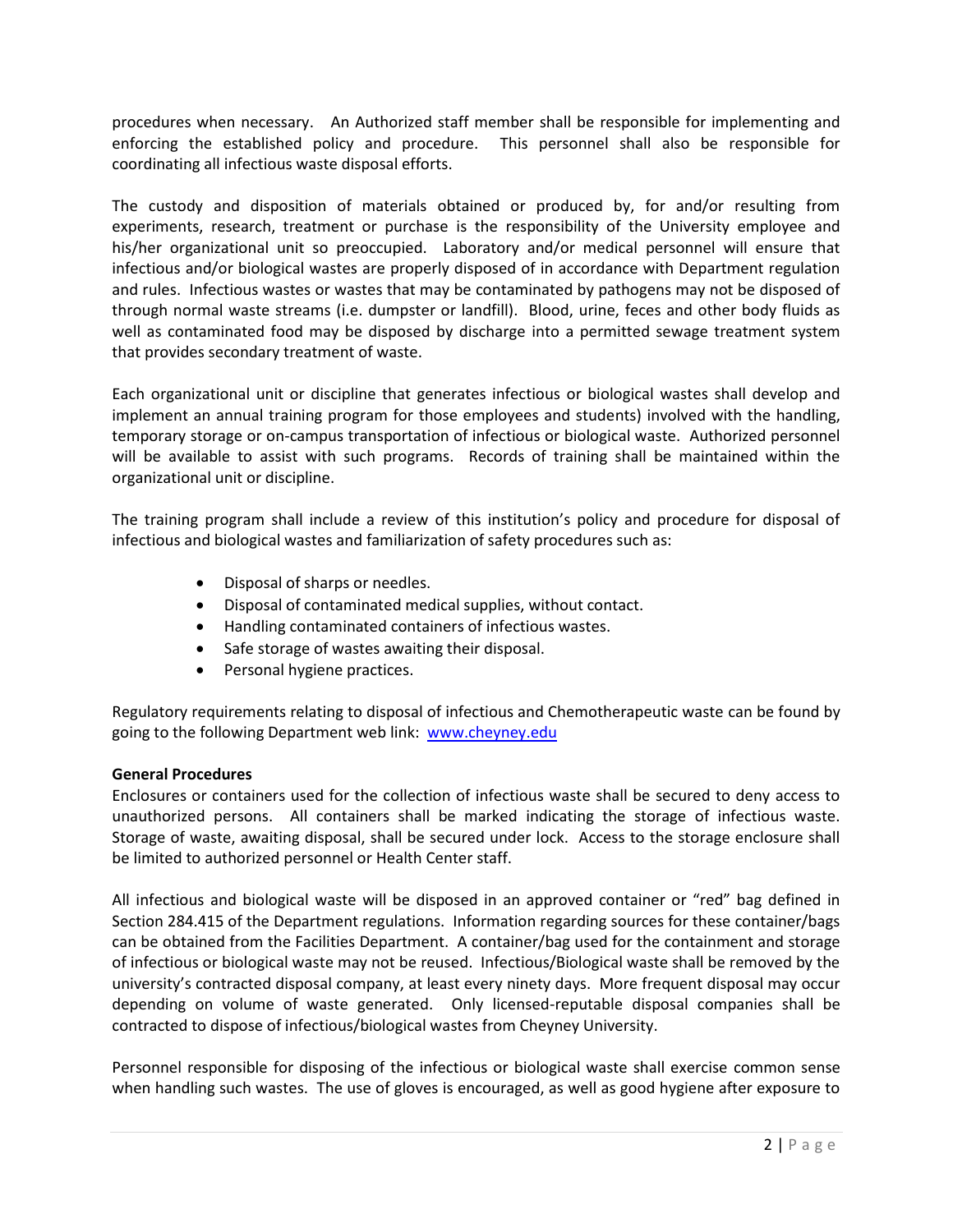procedures when necessary. An Authorized staff member shall be responsible for implementing and enforcing the established policy and procedure. This personnel shall also be responsible for coordinating all infectious waste disposal efforts.

The custody and disposition of materials obtained or produced by, for and/or resulting from experiments, research, treatment or purchase is the responsibility of the University employee and his/her organizational unit so preoccupied. Laboratory and/or medical personnel will ensure that infectious and/or biological wastes are properly disposed of in accordance with Department regulation and rules. Infectious wastes or wastes that may be contaminated by pathogens may not be disposed of through normal waste streams (i.e. dumpster or landfill). Blood, urine, feces and other body fluids as well as contaminated food may be disposed by discharge into a permitted sewage treatment system that provides secondary treatment of waste.

Each organizational unit or discipline that generates infectious or biological wastes shall develop and implement an annual training program for those employees and students) involved with the handling, temporary storage or on-campus transportation of infectious or biological waste. Authorized personnel will be available to assist with such programs. Records of training shall be maintained within the organizational unit or discipline.

The training program shall include a review of this institution's policy and procedure for disposal of infectious and biological wastes and familiarization of safety procedures such as:

- Disposal of sharps or needles.
- Disposal of contaminated medical supplies, without contact.
- Handling contaminated containers of infectious wastes.
- Safe storage of wastes awaiting their disposal.
- Personal hygiene practices.

Regulatory requirements relating to disposal of infectious and Chemotherapeutic waste can be found by going to the following Department web link: [www.cheyney.edu](http://www.cheyney.edu)

**General Procedures**

Enclosures or containers used for the collection of infectious waste shall be secured to deny access to unauthorized persons. All containers shall be marked indicating the storage of infectious waste. Storage of waste, awaiting disposal, shall be secured under lock. Access to the storage enclosure shall be limited to authorized personnel or Health Center staff.

All infectious and biological waste will be disposed in an approved container or "red" bag defined in Section 284.415 of the Department regulations. Information regarding sources for these container/bags can be obtained from the Facilities Department. A container/bag used for the containment and storage of infectious or biological waste may not be reused. Infectious/Biological waste shall be removed by the university's contracted disposal company, at least every ninety days. More frequent disposal may occur depending on volume of waste generated. Only licensed-reputable disposal companies shall be contracted to dispose of infectious/biological wastes from Cheyney University.

Personnel responsible for disposing of the infectious or biological waste shall exercise common sense when handling such wastes. The use of gloves is encouraged, as well as good hygiene after exposure to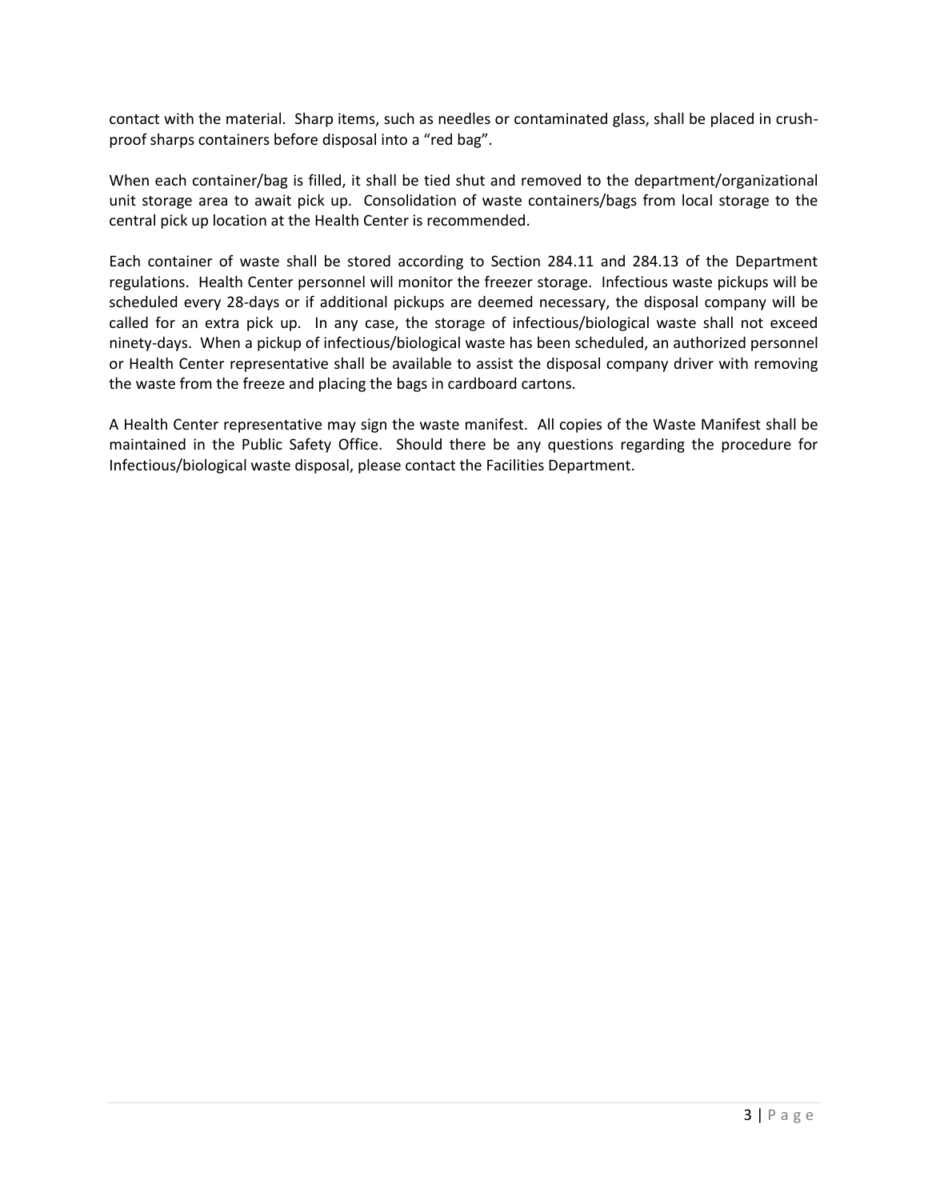contact with the material. Sharp items, such as needles or contaminated glass, shall be placed in crush-proof sharps containers before disposal into a "red bag".

When each container/bag is filled, it shall be tied shut and removed to the department/organizational unit storage area to await pick up. Consolidation of waste containers/bags from local storage to the central pick up location at the Health Center is recommended.

Each container of waste shall be stored according to Section 284.11 and 284.13 of the Department regulations. Health Center personnel will monitor the freezer storage. Infectious waste pickups will be scheduled every 28-days or if additional pickups are deemed necessary, the disposal company will be called for an extra pick up. In any case, the storage of infectious/biological waste shall not exceed ninety-days. When a pickup of infectious/biological waste has been scheduled, an authorized personnel or Health Center representative shall be available to assist the disposal company driver with removing the waste from the freeze and placing the bags in cardboard cartons.

A Health Center representative may sign the waste manifest. All copies of the Waste Manifest shall be maintained in the Public Safety Office. Should there be any questions regarding the procedure for Infectious/biological waste disposal, please contact the Facilities Department.